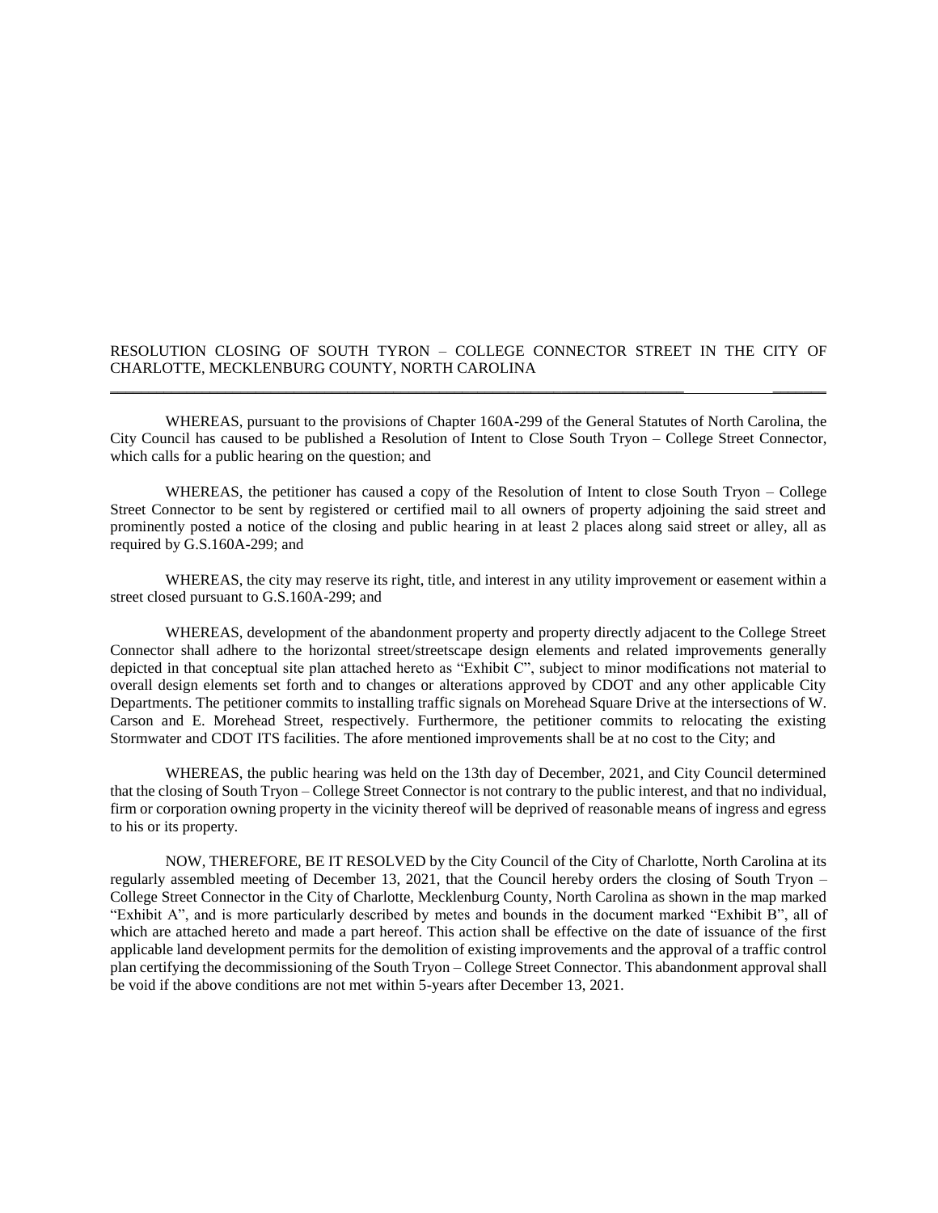RESOLUTION CLOSING OF SOUTH TYRON – COLLEGE CONNECTOR STREET IN THE CITY OF CHARLOTTE, MECKLENBURG COUNTY, NORTH CAROLINA

---

WHEREAS, pursuant to the provisions of Chapter 160A-299 of the General Statutes of North Carolina, the City Council has caused to be published a Resolution of Intent to Close South Tryon – College Street Connector, which calls for a public hearing on the question; and

WHEREAS, the petitioner has caused a copy of the Resolution of Intent to close South Tryon – College Street Connector to be sent by registered or certified mail to all owners of property adjoining the said street and prominently posted a notice of the closing and public hearing in at least 2 places along said street or alley, all as required by G.S.160A-299; and

WHEREAS, the city may reserve its right, title, and interest in any utility improvement or easement within a street closed pursuant to G.S.160A-299; and

WHEREAS, development of the abandonment property and property directly adjacent to the College Street Connector shall adhere to the horizontal street/streetscape design elements and related improvements generally depicted in that conceptual site plan attached hereto as "Exhibit C", subject to minor modifications not material to overall design elements set forth and to changes or alterations approved by CDOT and any other applicable City Departments. The petitioner commits to installing traffic signals on Morehead Square Drive at the intersections of W. Carson and E. Morehead Street, respectively. Furthermore, the petitioner commits to relocating the existing Stormwater and CDOT ITS facilities. The afore mentioned improvements shall be at no cost to the City; and

WHEREAS, the public hearing was held on the 13th day of December, 2021, and City Council determined that the closing of South Tryon – College Street Connector is not contrary to the public interest, and that no individual, firm or corporation owning property in the vicinity thereof will be deprived of reasonable means of ingress and egress to his or its property.

NOW, THEREFORE, BE IT RESOLVED by the City Council of the City of Charlotte, North Carolina at its regularly assembled meeting of December 13, 2021, that the Council hereby orders the closing of South Tryon – College Street Connector in the City of Charlotte, Mecklenburg County, North Carolina as shown in the map marked "Exhibit A", and is more particularly described by metes and bounds in the document marked "Exhibit B", all of which are attached hereto and made a part hereof. This action shall be effective on the date of issuance of the first applicable land development permits for the demolition of existing improvements and the approval of a traffic control plan certifying the decommissioning of the South Tryon – College Street Connector. This abandonment approval shall be void if the above conditions are not met within 5-years after December 13, 2021.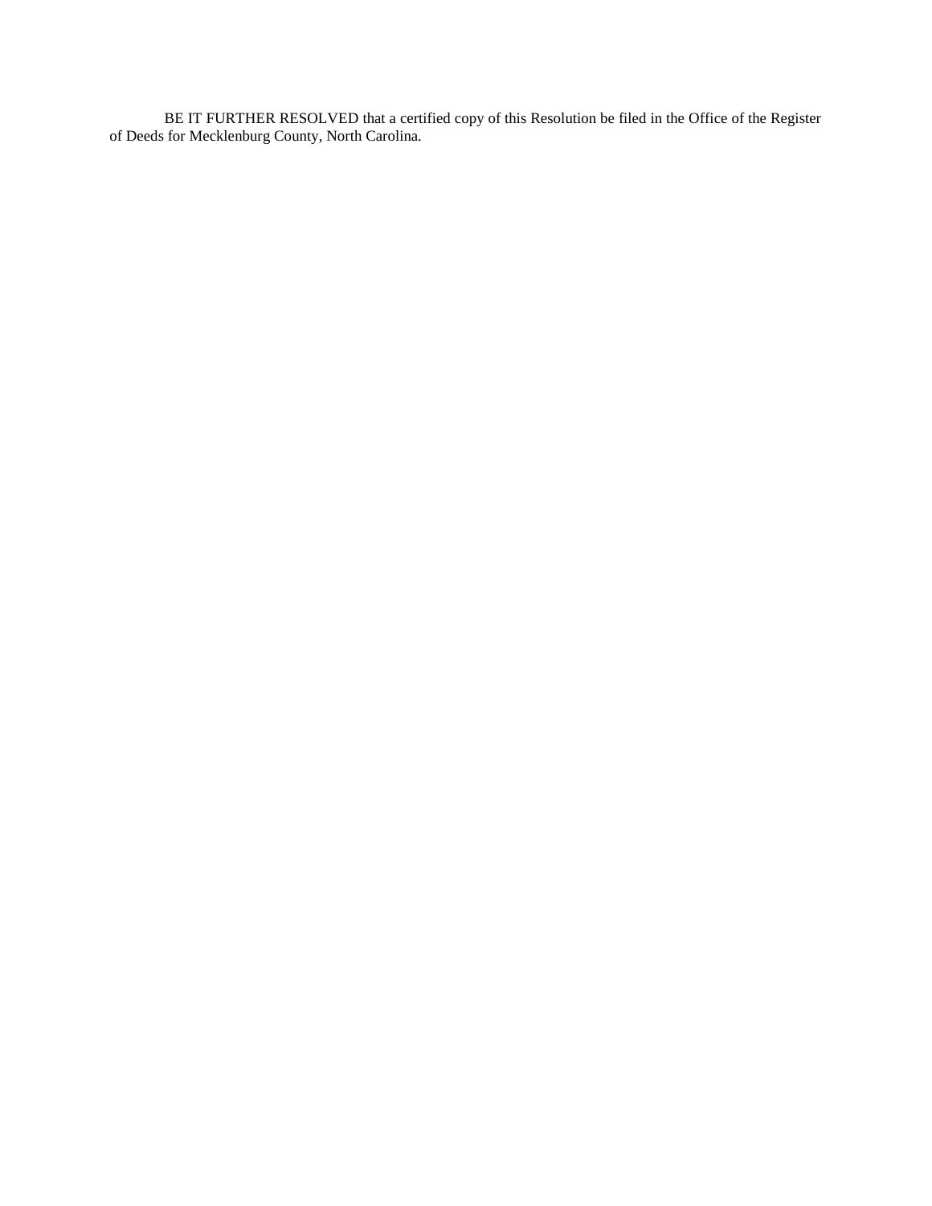BE IT FURTHER RESOLVED that a certified copy of this Resolution be filed in the Office of the Register of Deeds for Mecklenburg County, North Carolina.